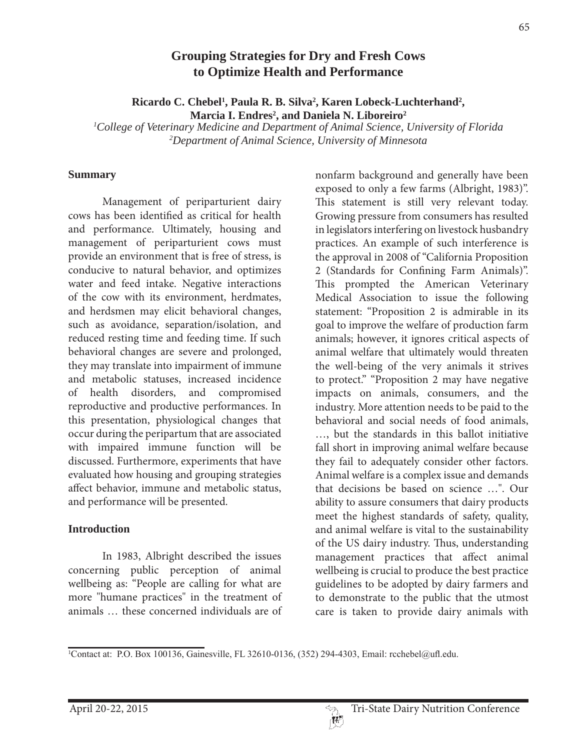# Grouping Strategies for Dry and Fresh Cows to Optimize Health and Performance

**Ricardo C. Chebel[1], Paula R. B. Silva[2], Karen Lobeck-Luchterhand[2], Marcia I. Endres[2], and Daniela N. Liboreiro[2]**

*[1]College of Veterinary Medicine and Department of Animal Science, University of Florida*
*[2]Department of Animal Science, University of Minnesota*

## Summary

Management of periparturient dairy cows has been identified as critical for health and performance. Ultimately, housing and management of periparturient cows must provide an environment that is free of stress, is conducive to natural behavior, and optimizes water and feed intake. Negative interactions of the cow with its environment, herdmates, and herdsmen may elicit behavioral changes, such as avoidance, separation/isolation, and reduced resting time and feeding time. If such behavioral changes are severe and prolonged, they may translate into impairment of immune and metabolic statuses, increased incidence of health disorders, and compromised reproductive and productive performances. In this presentation, physiological changes that occur during the peripartum that are associated with impaired immune function will be discussed. Furthermore, experiments that have evaluated how housing and grouping strategies affect behavior, immune and metabolic status, and performance will be presented.

## Introduction

In 1983, Albright described the issues concerning public perception of animal wellbeing as: "People are calling for what are more "humane practices" in the treatment of animals … these concerned individuals are of nonfarm background and generally have been exposed to only a few farms (Albright, 1983)". This statement is still very relevant today. Growing pressure from consumers has resulted in legislators interfering on livestock husbandry practices. An example of such interference is the approval in 2008 of "California Proposition 2 (Standards for Confining Farm Animals)". This prompted the American Veterinary Medical Association to issue the following statement: "Proposition 2 is admirable in its goal to improve the welfare of production farm animals; however, it ignores critical aspects of animal welfare that ultimately would threaten the well-being of the very animals it strives to protect." "Proposition 2 may have negative impacts on animals, consumers, and the industry. More attention needs to be paid to the behavioral and social needs of food animals, …, but the standards in this ballot initiative fall short in improving animal welfare because they fail to adequately consider other factors. Animal welfare is a complex issue and demands that decisions be based on science …". Our ability to assure consumers that dairy products meet the highest standards of safety, quality, and animal welfare is vital to the sustainability of the US dairy industry. Thus, understanding management practices that affect animal wellbeing is crucial to produce the best practice guidelines to be adopted by dairy farmers and to demonstrate to the public that the utmost care is taken to provide dairy animals with

---

[1]Contact at: P.O. Box 100136, Gainesville, FL 32610-0136, (352) 294-4303, Email: rcchebel@ufl.edu.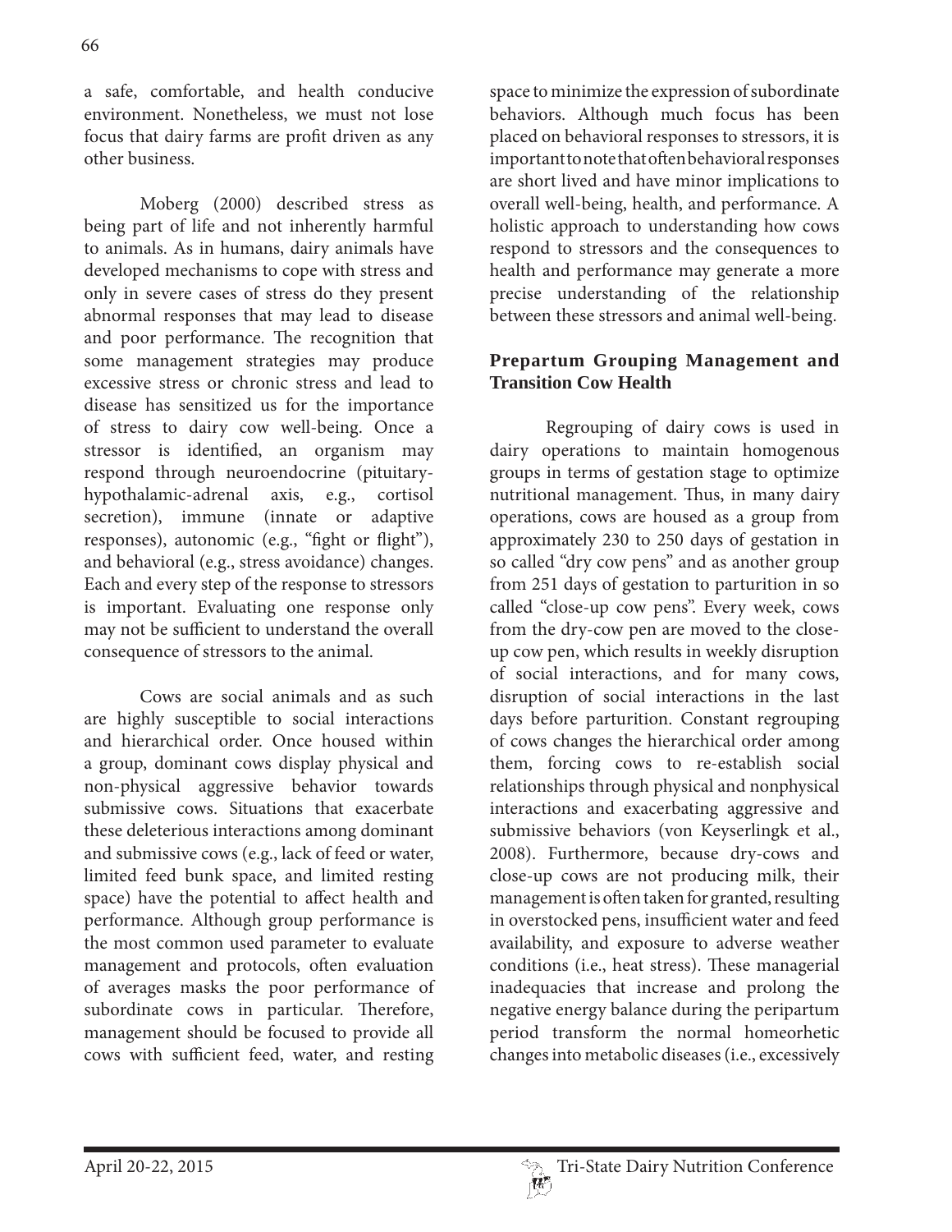a safe, comfortable, and health conducive environment. Nonetheless, we must not lose focus that dairy farms are profit driven as any other business.

Moberg (2000) described stress as being part of life and not inherently harmful to animals. As in humans, dairy animals have developed mechanisms to cope with stress and only in severe cases of stress do they present abnormal responses that may lead to disease and poor performance. The recognition that some management strategies may produce excessive stress or chronic stress and lead to disease has sensitized us for the importance of stress to dairy cow well-being. Once a stressor is identified, an organism may respond through neuroendocrine (pituitary-hypothalamic-adrenal axis, e.g., cortisol secretion), immune (innate or adaptive responses), autonomic (e.g., "fight or flight"), and behavioral (e.g., stress avoidance) changes. Each and every step of the response to stressors is important. Evaluating one response only may not be sufficient to understand the overall consequence of stressors to the animal.

Cows are social animals and as such are highly susceptible to social interactions and hierarchical order. Once housed within a group, dominant cows display physical and non-physical aggressive behavior towards submissive cows. Situations that exacerbate these deleterious interactions among dominant and submissive cows (e.g., lack of feed or water, limited feed bunk space, and limited resting space) have the potential to affect health and performance. Although group performance is the most common used parameter to evaluate management and protocols, often evaluation of averages masks the poor performance of subordinate cows in particular. Therefore, management should be focused to provide all cows with sufficient feed, water, and resting space to minimize the expression of subordinate behaviors. Although much focus has been placed on behavioral responses to stressors, it is important to note that often behavioral responses are short lived and have minor implications to overall well-being, health, and performance. A holistic approach to understanding how cows respond to stressors and the consequences to health and performance may generate a more precise understanding of the relationship between these stressors and animal well-being.

## Prepartum Grouping Management and Transition Cow Health

Regrouping of dairy cows is used in dairy operations to maintain homogenous groups in terms of gestation stage to optimize nutritional management. Thus, in many dairy operations, cows are housed as a group from approximately 230 to 250 days of gestation in so called "dry cow pens" and as another group from 251 days of gestation to parturition in so called "close-up cow pens". Every week, cows from the dry-cow pen are moved to the close-up cow pen, which results in weekly disruption of social interactions, and for many cows, disruption of social interactions in the last days before parturition. Constant regrouping of cows changes the hierarchical order among them, forcing cows to re-establish social relationships through physical and nonphysical interactions and exacerbating aggressive and submissive behaviors (von Keyserlingk et al., 2008). Furthermore, because dry-cows and close-up cows are not producing milk, their management is often taken for granted, resulting in overstocked pens, insufficient water and feed availability, and exposure to adverse weather conditions (i.e., heat stress). These managerial inadequacies that increase and prolong the negative energy balance during the peripartum period transform the normal homeorhetic changes into metabolic diseases (i.e., excessively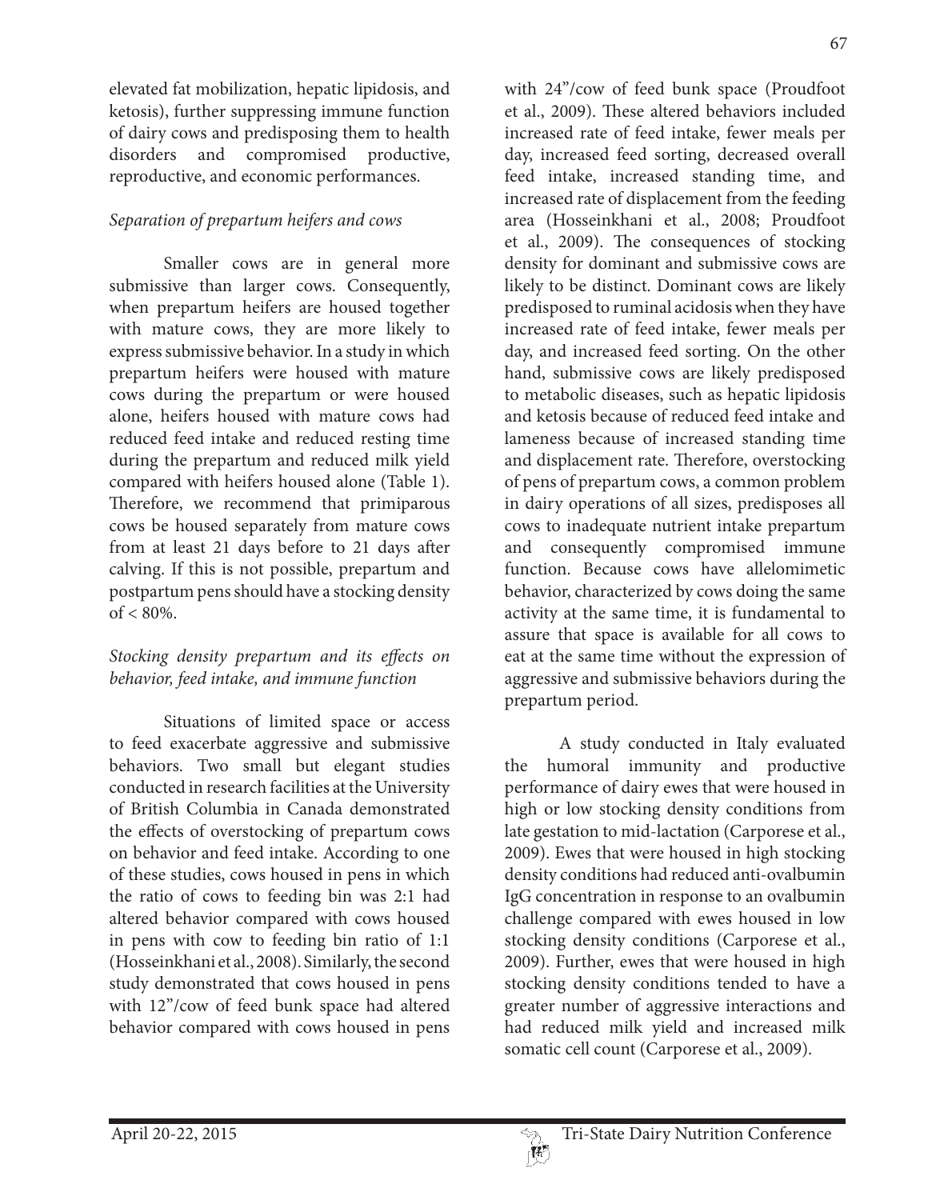elevated fat mobilization, hepatic lipidosis, and ketosis), further suppressing immune function of dairy cows and predisposing them to health disorders and compromised productive, reproductive, and economic performances.

*Separation of prepartum heifers and cows*

Smaller cows are in general more submissive than larger cows. Consequently, when prepartum heifers are housed together with mature cows, they are more likely to express submissive behavior. In a study in which prepartum heifers were housed with mature cows during the prepartum or were housed alone, heifers housed with mature cows had reduced feed intake and reduced resting time during the prepartum and reduced milk yield compared with heifers housed alone (Table 1). Therefore, we recommend that primiparous cows be housed separately from mature cows from at least 21 days before to 21 days after calving. If this is not possible, prepartum and postpartum pens should have a stocking density of < 80%.

*Stocking density prepartum and its effects on behavior, feed intake, and immune function*

Situations of limited space or access to feed exacerbate aggressive and submissive behaviors. Two small but elegant studies conducted in research facilities at the University of British Columbia in Canada demonstrated the effects of overstocking of prepartum cows on behavior and feed intake. According to one of these studies, cows housed in pens in which the ratio of cows to feeding bin was 2:1 had altered behavior compared with cows housed in pens with cow to feeding bin ratio of 1:1 (Hosseinkhani et al., 2008). Similarly, the second study demonstrated that cows housed in pens with 12"/cow of feed bunk space had altered behavior compared with cows housed in pens with 24"/cow of feed bunk space (Proudfoot et al., 2009). These altered behaviors included increased rate of feed intake, fewer meals per day, increased feed sorting, decreased overall feed intake, increased standing time, and increased rate of displacement from the feeding area (Hosseinkhani et al., 2008; Proudfoot et al., 2009). The consequences of stocking density for dominant and submissive cows are likely to be distinct. Dominant cows are likely predisposed to ruminal acidosis when they have increased rate of feed intake, fewer meals per day, and increased feed sorting. On the other hand, submissive cows are likely predisposed to metabolic diseases, such as hepatic lipidosis and ketosis because of reduced feed intake and lameness because of increased standing time and displacement rate. Therefore, overstocking of pens of prepartum cows, a common problem in dairy operations of all sizes, predisposes all cows to inadequate nutrient intake prepartum and consequently compromised immune function. Because cows have allelomimetic behavior, characterized by cows doing the same activity at the same time, it is fundamental to assure that space is available for all cows to eat at the same time without the expression of aggressive and submissive behaviors during the prepartum period.

A study conducted in Italy evaluated the humoral immunity and productive performance of dairy ewes that were housed in high or low stocking density conditions from late gestation to mid-lactation (Carporese et al., 2009). Ewes that were housed in high stocking density conditions had reduced anti-ovalbumin IgG concentration in response to an ovalbumin challenge compared with ewes housed in low stocking density conditions (Carporese et al., 2009). Further, ewes that were housed in high stocking density conditions tended to have a greater number of aggressive interactions and had reduced milk yield and increased milk somatic cell count (Carporese et al., 2009).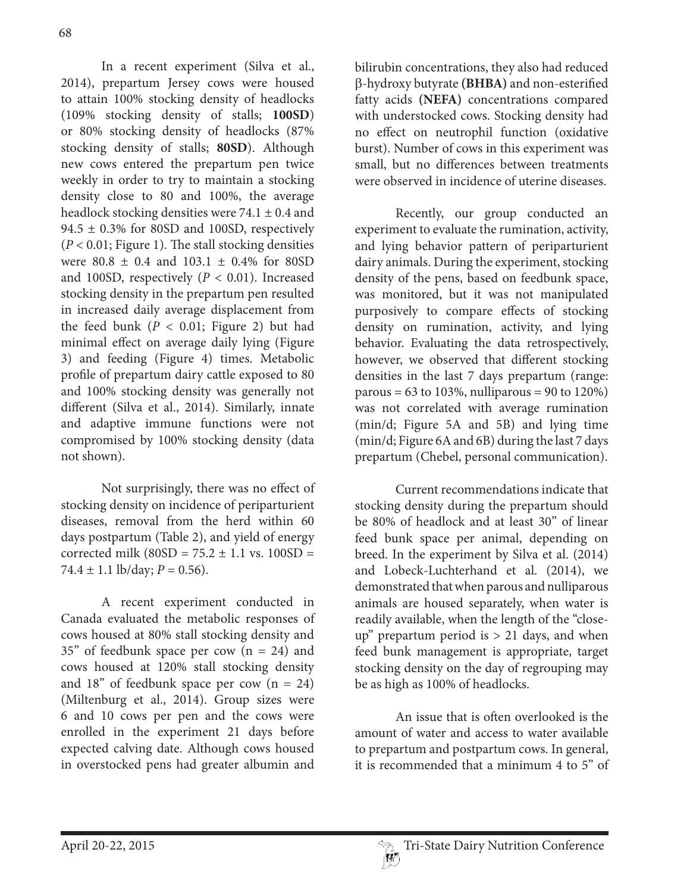In a recent experiment (Silva et al., 2014), prepartum Jersey cows were housed to attain 100% stocking density of headlocks (109% stocking density of stalls; **100SD**) or 80% stocking density of headlocks (87% stocking density of stalls; **80SD**). Although new cows entered the prepartum pen twice weekly in order to try to maintain a stocking density close to 80 and 100%, the average headlock stocking densities were 74.1 ± 0.4 and 94.5 ± 0.3% for 80SD and 100SD, respectively ($P < 0.01$; Figure 1). The stall stocking densities were 80.8 ± 0.4 and 103.1 ± 0.4% for 80SD and 100SD, respectively ($P < 0.01$). Increased stocking density in the prepartum pen resulted in increased daily average displacement from the feed bunk ($P < 0.01$; Figure 2) but had minimal effect on average daily lying (Figure 3) and feeding (Figure 4) times. Metabolic profile of prepartum dairy cattle exposed to 80 and 100% stocking density was generally not different (Silva et al., 2014). Similarly, innate and adaptive immune functions were not compromised by 100% stocking density (data not shown).

Not surprisingly, there was no effect of stocking density on incidence of periparturient diseases, removal from the herd within 60 days postpartum (Table 2), and yield of energy corrected milk (80SD = 75.2 ± 1.1 vs. 100SD = 74.4 ± 1.1 lb/day; $P = 0.56$).

A recent experiment conducted in Canada evaluated the metabolic responses of cows housed at 80% stall stocking density and 35" of feedbunk space per cow (n = 24) and cows housed at 120% stall stocking density and 18" of feedbunk space per cow (n = 24) (Miltenburg et al., 2014). Group sizes were 6 and 10 cows per pen and the cows were enrolled in the experiment 21 days before expected calving date. Although cows housed in overstocked pens had greater albumin and bilirubin concentrations, they also had reduced β-hydroxy butyrate **(BHBA)** and non-esterified fatty acids **(NEFA)** concentrations compared with understocked cows. Stocking density had no effect on neutrophil function (oxidative burst). Number of cows in this experiment was small, but no differences between treatments were observed in incidence of uterine diseases.

Recently, our group conducted an experiment to evaluate the rumination, activity, and lying behavior pattern of periparturient dairy animals. During the experiment, stocking density of the pens, based on feedbunk space, was monitored, but it was not manipulated purposively to compare effects of stocking density on rumination, activity, and lying behavior. Evaluating the data retrospectively, however, we observed that different stocking densities in the last 7 days prepartum (range: parous = 63 to 103%, nulliparous = 90 to 120%) was not correlated with average rumination (min/d; Figure 5A and 5B) and lying time (min/d; Figure 6A and 6B) during the last 7 days prepartum (Chebel, personal communication).

Current recommendations indicate that stocking density during the prepartum should be 80% of headlock and at least 30" of linear feed bunk space per animal, depending on breed. In the experiment by Silva et al. (2014) and Lobeck-Luchterhand et al. (2014), we demonstrated that when parous and nulliparous animals are housed separately, when water is readily available, when the length of the "close-up" prepartum period is > 21 days, and when feed bunk management is appropriate, target stocking density on the day of regrouping may be as high as 100% of headlocks.

An issue that is often overlooked is the amount of water and access to water available to prepartum and postpartum cows. In general, it is recommended that a minimum 4 to 5" of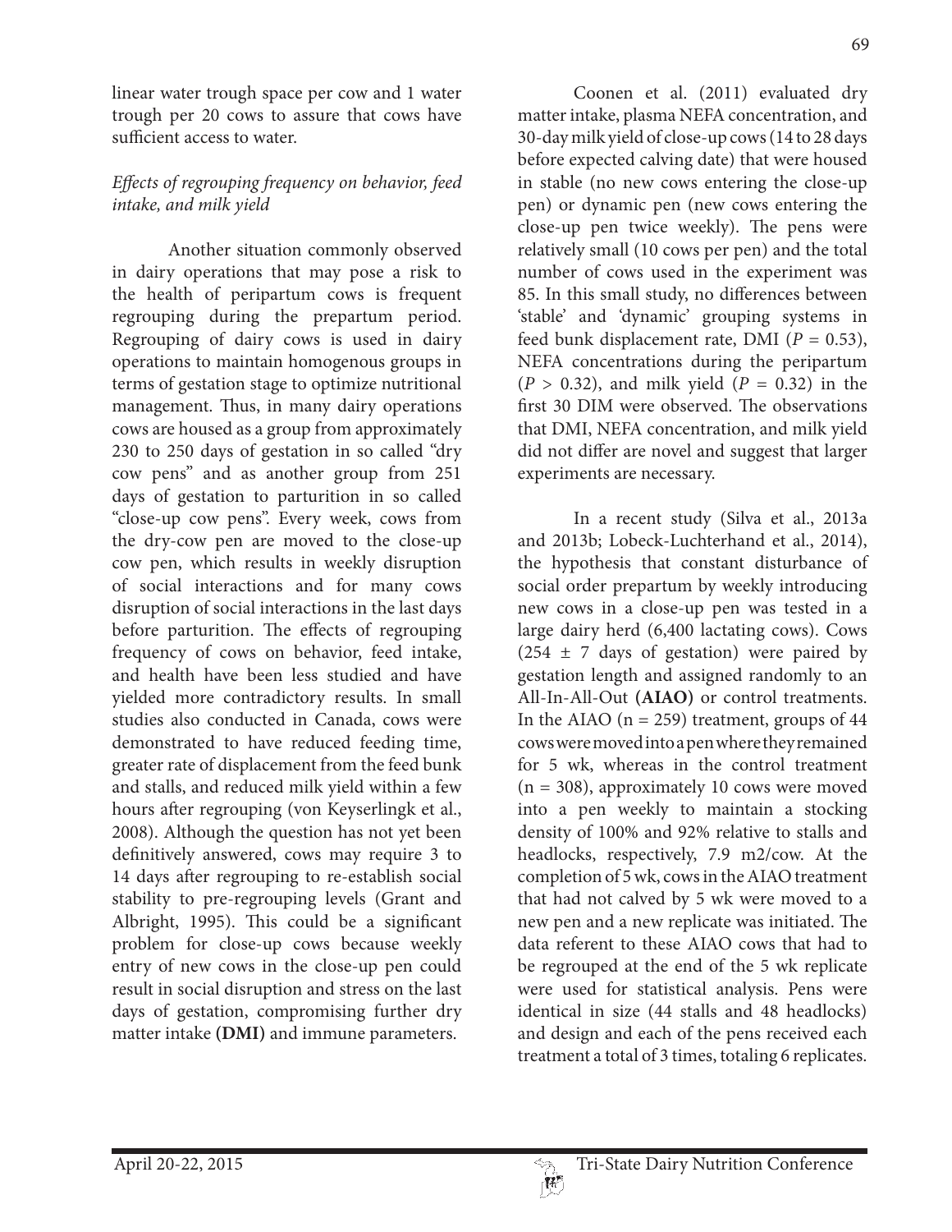linear water trough space per cow and 1 water trough per 20 cows to assure that cows have sufficient access to water.

*Effects of regrouping frequency on behavior, feed intake, and milk yield*

Another situation commonly observed in dairy operations that may pose a risk to the health of peripartum cows is frequent regrouping during the prepartum period. Regrouping of dairy cows is used in dairy operations to maintain homogenous groups in terms of gestation stage to optimize nutritional management. Thus, in many dairy operations cows are housed as a group from approximately 230 to 250 days of gestation in so called "dry cow pens" and as another group from 251 days of gestation to parturition in so called "close-up cow pens". Every week, cows from the dry-cow pen are moved to the close-up cow pen, which results in weekly disruption of social interactions and for many cows disruption of social interactions in the last days before parturition. The effects of regrouping frequency of cows on behavior, feed intake, and health have been less studied and have yielded more contradictory results. In small studies also conducted in Canada, cows were demonstrated to have reduced feeding time, greater rate of displacement from the feed bunk and stalls, and reduced milk yield within a few hours after regrouping (von Keyserlingk et al., 2008). Although the question has not yet been definitively answered, cows may require 3 to 14 days after regrouping to re-establish social stability to pre-regrouping levels (Grant and Albright, 1995). This could be a significant problem for close-up cows because weekly entry of new cows in the close-up pen could result in social disruption and stress on the last days of gestation, compromising further dry matter intake **(DMI)** and immune parameters.

Coonen et al. (2011) evaluated dry matter intake, plasma NEFA concentration, and 30-day milk yield of close-up cows (14 to 28 days before expected calving date) that were housed in stable (no new cows entering the close-up pen) or dynamic pen (new cows entering the close-up pen twice weekly). The pens were relatively small (10 cows per pen) and the total number of cows used in the experiment was 85. In this small study, no differences between 'stable' and 'dynamic' grouping systems in feed bunk displacement rate, DMI ($P = 0.53$), NEFA concentrations during the peripartum ($P > 0.32$), and milk yield ($P = 0.32$) in the first 30 DIM were observed. The observations that DMI, NEFA concentration, and milk yield did not differ are novel and suggest that larger experiments are necessary.

In a recent study (Silva et al., 2013a and 2013b; Lobeck-Luchterhand et al., 2014), the hypothesis that constant disturbance of social order prepartum by weekly introducing new cows in a close-up pen was tested in a large dairy herd (6,400 lactating cows). Cows ($254 \pm 7$ days of gestation) were paired by gestation length and assigned randomly to an All-In-All-Out **(AIAO)** or control treatments. In the AIAO (n = 259) treatment, groups of 44 cows were moved into a pen where they remained for 5 wk, whereas in the control treatment (n = 308), approximately 10 cows were moved into a pen weekly to maintain a stocking density of 100% and 92% relative to stalls and headlocks, respectively, 7.9 m2/cow. At the completion of 5 wk, cows in the AIAO treatment that had not calved by 5 wk were moved to a new pen and a new replicate was initiated. The data referent to these AIAO cows that had to be regrouped at the end of the 5 wk replicate were used for statistical analysis. Pens were identical in size (44 stalls and 48 headlocks) and design and each of the pens received each treatment a total of 3 times, totaling 6 replicates.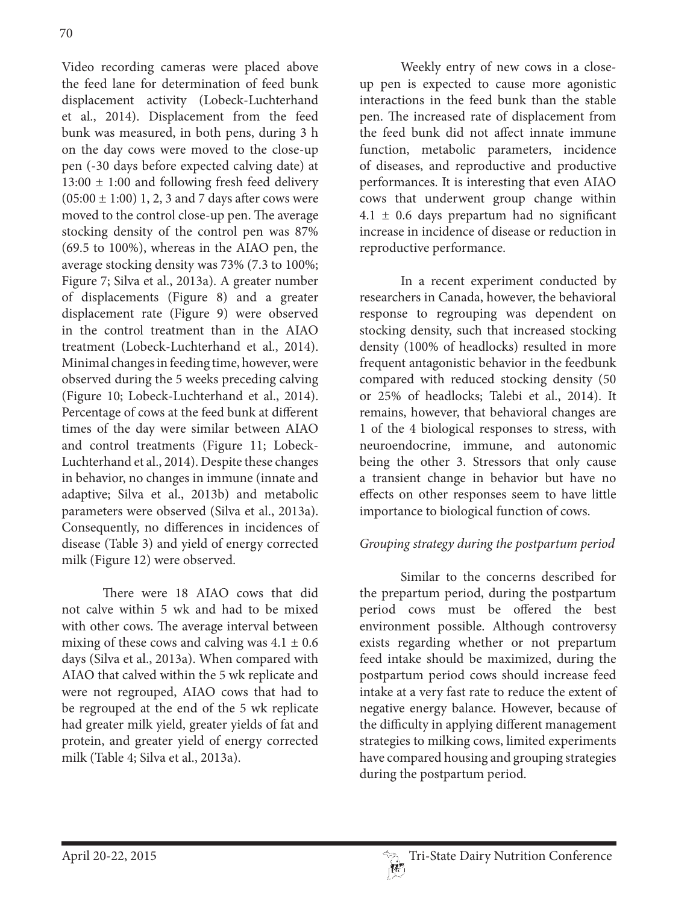Video recording cameras were placed above the feed lane for determination of feed bunk displacement activity (Lobeck-Luchterhand et al., 2014). Displacement from the feed bunk was measured, in both pens, during 3 h on the day cows were moved to the close-up pen (-30 days before expected calving date) at 13:00 ± 1:00 and following fresh feed delivery (05:00 ± 1:00) 1, 2, 3 and 7 days after cows were moved to the control close-up pen. The average stocking density of the control pen was 87% (69.5 to 100%), whereas in the AIAO pen, the average stocking density was 73% (7.3 to 100%; Figure 7; Silva et al., 2013a). A greater number of displacements (Figure 8) and a greater displacement rate (Figure 9) were observed in the control treatment than in the AIAO treatment (Lobeck-Luchterhand et al., 2014). Minimal changes in feeding time, however, were observed during the 5 weeks preceding calving (Figure 10; Lobeck-Luchterhand et al., 2014). Percentage of cows at the feed bunk at different times of the day were similar between AIAO and control treatments (Figure 11; Lobeck-Luchterhand et al., 2014). Despite these changes in behavior, no changes in immune (innate and adaptive; Silva et al., 2013b) and metabolic parameters were observed (Silva et al., 2013a). Consequently, no differences in incidences of disease (Table 3) and yield of energy corrected milk (Figure 12) were observed.

There were 18 AIAO cows that did not calve within 5 wk and had to be mixed with other cows. The average interval between mixing of these cows and calving was 4.1 ± 0.6 days (Silva et al., 2013a). When compared with AIAO that calved within the 5 wk replicate and were not regrouped, AIAO cows that had to be regrouped at the end of the 5 wk replicate had greater milk yield, greater yields of fat and protein, and greater yield of energy corrected milk (Table 4; Silva et al., 2013a).

Weekly entry of new cows in a close-up pen is expected to cause more agonistic interactions in the feed bunk than the stable pen. The increased rate of displacement from the feed bunk did not affect innate immune function, metabolic parameters, incidence of diseases, and reproductive and productive performances. It is interesting that even AIAO cows that underwent group change within 4.1 ± 0.6 days prepartum had no significant increase in incidence of disease or reduction in reproductive performance.

In a recent experiment conducted by researchers in Canada, however, the behavioral response to regrouping was dependent on stocking density, such that increased stocking density (100% of headlocks) resulted in more frequent antagonistic behavior in the feedbunk compared with reduced stocking density (50 or 25% of headlocks; Talebi et al., 2014). It remains, however, that behavioral changes are 1 of the 4 biological responses to stress, with neuroendocrine, immune, and autonomic being the other 3. Stressors that only cause a transient change in behavior but have no effects on other responses seem to have little importance to biological function of cows.

*Grouping strategy during the postpartum period*

Similar to the concerns described for the prepartum period, during the postpartum period cows must be offered the best environment possible. Although controversy exists regarding whether or not prepartum feed intake should be maximized, during the postpartum period cows should increase feed intake at a very fast rate to reduce the extent of negative energy balance. However, because of the difficulty in applying different management strategies to milking cows, limited experiments have compared housing and grouping strategies during the postpartum period.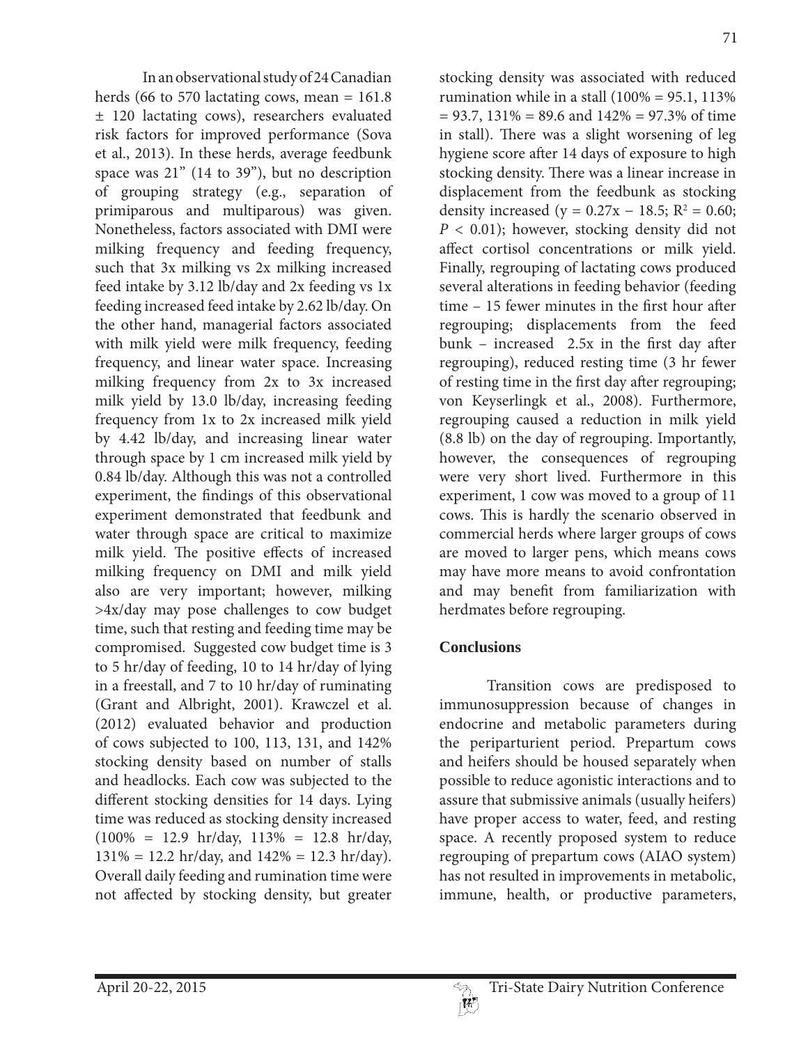In an observational study of 24 Canadian herds (66 to 570 lactating cows, mean = 161.8 ± 120 lactating cows), researchers evaluated risk factors for improved performance (Sova et al., 2013). In these herds, average feedbunk space was 21" (14 to 39"), but no description of grouping strategy (e.g., separation of primiparous and multiparous) was given. Nonetheless, factors associated with DMI were milking frequency and feeding frequency, such that 3x milking vs 2x milking increased feed intake by 3.12 lb/day and 2x feeding vs 1x feeding increased feed intake by 2.62 lb/day. On the other hand, managerial factors associated with milk yield were milk frequency, feeding frequency, and linear water space. Increasing milking frequency from 2x to 3x increased milk yield by 13.0 lb/day, increasing feeding frequency from 1x to 2x increased milk yield by 4.42 lb/day, and increasing linear water through space by 1 cm increased milk yield by 0.84 lb/day. Although this was not a controlled experiment, the findings of this observational experiment demonstrated that feedbunk and water through space are critical to maximize milk yield. The positive effects of increased milking frequency on DMI and milk yield also are very important; however, milking >4x/day may pose challenges to cow budget time, such that resting and feeding time may be compromised. Suggested cow budget time is 3 to 5 hr/day of feeding, 10 to 14 hr/day of lying in a freestall, and 7 to 10 hr/day of ruminating (Grant and Albright, 2001). Krawczel et al. (2012) evaluated behavior and production of cows subjected to 100, 113, 131, and 142% stocking density based on number of stalls and headlocks. Each cow was subjected to the different stocking densities for 14 days. Lying time was reduced as stocking density increased (100% = 12.9 hr/day, 113% = 12.8 hr/day, 131% = 12.2 hr/day, and 142% = 12.3 hr/day). Overall daily feeding and rumination time were not affected by stocking density, but greater stocking density was associated with reduced rumination while in a stall (100% = 95.1, 113% = 93.7, 131% = 89.6 and 142% = 97.3% of time in stall). There was a slight worsening of leg hygiene score after 14 days of exposure to high stocking density. There was a linear increase in displacement from the feedbunk as stocking density increased ($y = 0.27x - 18.5$; $R^2 = 0.60$; $P < 0.01$); however, stocking density did not affect cortisol concentrations or milk yield. Finally, regrouping of lactating cows produced several alterations in feeding behavior (feeding time – 15 fewer minutes in the first hour after regrouping; displacements from the feed bunk – increased 2.5x in the first day after regrouping), reduced resting time (3 hr fewer of resting time in the first day after regrouping; von Keyserlingk et al., 2008). Furthermore, regrouping caused a reduction in milk yield (8.8 lb) on the day of regrouping. Importantly, however, the consequences of regrouping were very short lived. Furthermore in this experiment, 1 cow was moved to a group of 11 cows. This is hardly the scenario observed in commercial herds where larger groups of cows are moved to larger pens, which means cows may have more means to avoid confrontation and may benefit from familiarization with herdmates before regrouping.

## Conclusions

Transition cows are predisposed to immunosuppression because of changes in endocrine and metabolic parameters during the periparturient period. Prepartum cows and heifers should be housed separately when possible to reduce agonistic interactions and to assure that submissive animals (usually heifers) have proper access to water, feed, and resting space. A recently proposed system to reduce regrouping of prepartum cows (AIAO system) has not resulted in improvements in metabolic, immune, health, or productive parameters,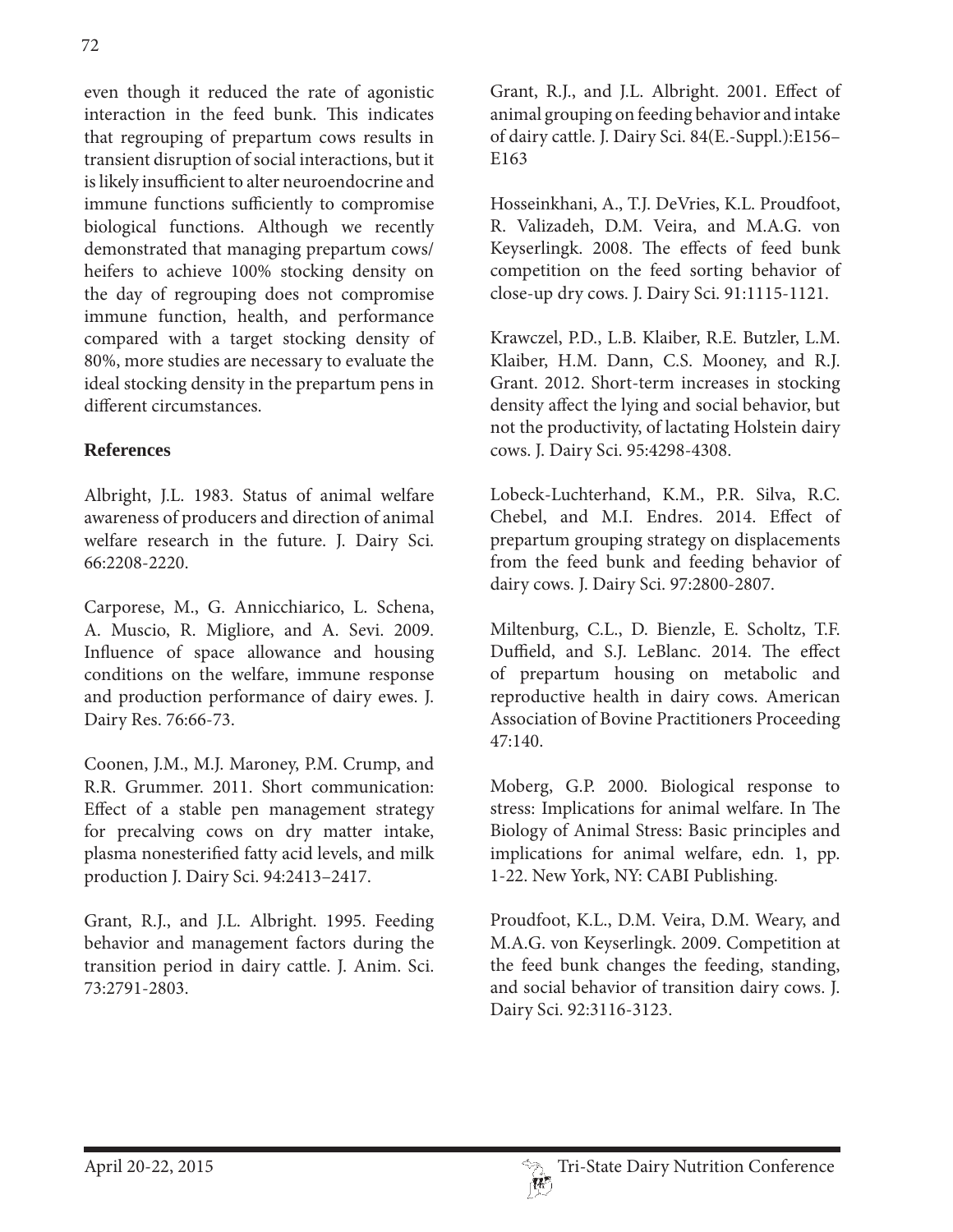even though it reduced the rate of agonistic interaction in the feed bunk. This indicates that regrouping of prepartum cows results in transient disruption of social interactions, but it is likely insufficient to alter neuroendocrine and immune functions sufficiently to compromise biological functions. Although we recently demonstrated that managing prepartum cows/heifers to achieve 100% stocking density on the day of regrouping does not compromise immune function, health, and performance compared with a target stocking density of 80%, more studies are necessary to evaluate the ideal stocking density in the prepartum pens in different circumstances.

## References

Albright, J.L. 1983. Status of animal welfare awareness of producers and direction of animal welfare research in the future. J. Dairy Sci. 66:2208-2220.

Carporese, M., G. Annicchiarico, L. Schena, A. Muscio, R. Migliore, and A. Sevi. 2009. Influence of space allowance and housing conditions on the welfare, immune response and production performance of dairy ewes. J. Dairy Res. 76:66-73.

Coonen, J.M., M.J. Maroney, P.M. Crump, and R.R. Grummer. 2011. Short communication: Effect of a stable pen management strategy for precalving cows on dry matter intake, plasma nonesterified fatty acid levels, and milk production J. Dairy Sci. 94:2413–2417.

Grant, R.J., and J.L. Albright. 1995. Feeding behavior and management factors during the transition period in dairy cattle. J. Anim. Sci. 73:2791-2803.

Grant, R.J., and J.L. Albright. 2001. Effect of animal grouping on feeding behavior and intake of dairy cattle. J. Dairy Sci. 84(E.-Suppl.):E156–E163

Hosseinkhani, A., T.J. DeVries, K.L. Proudfoot, R. Valizadeh, D.M. Veira, and M.A.G. von Keyserlingk. 2008. The effects of feed bunk competition on the feed sorting behavior of close-up dry cows. J. Dairy Sci. 91:1115-1121.

Krawczel, P.D., L.B. Klaiber, R.E. Butzler, L.M. Klaiber, H.M. Dann, C.S. Mooney, and R.J. Grant. 2012. Short-term increases in stocking density affect the lying and social behavior, but not the productivity, of lactating Holstein dairy cows. J. Dairy Sci. 95:4298-4308.

Lobeck-Luchterhand, K.M., P.R. Silva, R.C. Chebel, and M.I. Endres. 2014. Effect of prepartum grouping strategy on displacements from the feed bunk and feeding behavior of dairy cows. J. Dairy Sci. 97:2800-2807.

Miltenburg, C.L., D. Bienzle, E. Scholtz, T.F. Duffield, and S.J. LeBlanc. 2014. The effect of prepartum housing on metabolic and reproductive health in dairy cows. American Association of Bovine Practitioners Proceeding 47:140.

Moberg, G.P. 2000. Biological response to stress: Implications for animal welfare. In The Biology of Animal Stress: Basic principles and implications for animal welfare, edn. 1, pp. 1-22. New York, NY: CABI Publishing.

Proudfoot, K.L., D.M. Veira, D.M. Weary, and M.A.G. von Keyserlingk. 2009. Competition at the feed bunk changes the feeding, standing, and social behavior of transition dairy cows. J. Dairy Sci. 92:3116-3123.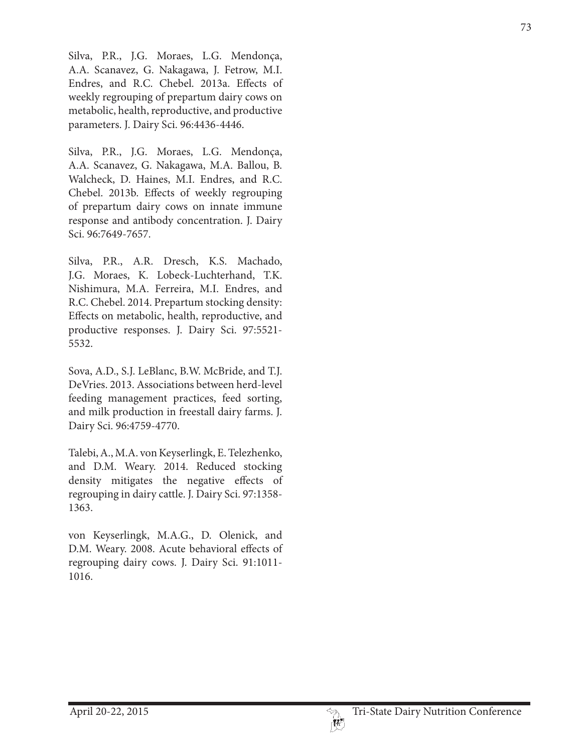Silva, P.R., J.G. Moraes, L.G. Mendonça, A.A. Scanavez, G. Nakagawa, J. Fetrow, M.I. Endres, and R.C. Chebel. 2013a. Effects of weekly regrouping of prepartum dairy cows on metabolic, health, reproductive, and productive parameters. J. Dairy Sci. 96:4436-4446.

Silva, P.R., J.G. Moraes, L.G. Mendonça, A.A. Scanavez, G. Nakagawa, M.A. Ballou, B. Walcheck, D. Haines, M.I. Endres, and R.C. Chebel. 2013b. Effects of weekly regrouping of prepartum dairy cows on innate immune response and antibody concentration. J. Dairy Sci. 96:7649-7657.

Silva, P.R., A.R. Dresch, K.S. Machado, J.G. Moraes, K. Lobeck-Luchterhand, T.K. Nishimura, M.A. Ferreira, M.I. Endres, and R.C. Chebel. 2014. Prepartum stocking density: Effects on metabolic, health, reproductive, and productive responses. J. Dairy Sci. 97:5521-5532.

Sova, A.D., S.J. LeBlanc, B.W. McBride, and T.J. DeVries. 2013. Associations between herd-level feeding management practices, feed sorting, and milk production in freestall dairy farms. J. Dairy Sci. 96:4759-4770.

Talebi, A., M.A. von Keyserlingk, E. Telezhenko, and D.M. Weary. 2014. Reduced stocking density mitigates the negative effects of regrouping in dairy cattle. J. Dairy Sci. 97:1358-1363.

von Keyserlingk, M.A.G., D. Olenick, and D.M. Weary. 2008. Acute behavioral effects of regrouping dairy cows. J. Dairy Sci. 91:1011-1016.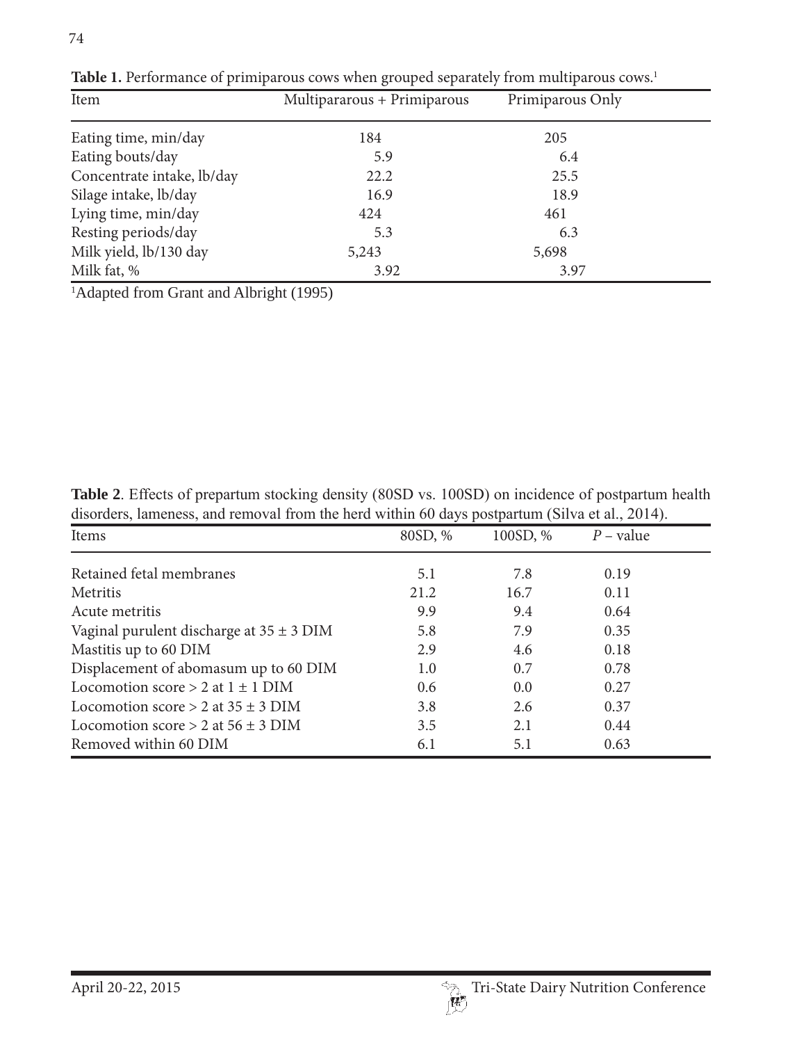**Table 1.** Performance of primiparous cows when grouped separately from multiparous cows.[1]

| Item | Multipararous + Primiparous | Primiparous Only |
|---|---|---|
| Eating time, min/day | 184 | 205 |
| Eating bouts/day | 5.9 | 6.4 |
| Concentrate intake, lb/day | 22.2 | 25.5 |
| Silage intake, lb/day | 16.9 | 18.9 |
| Lying time, min/day | 424 | 461 |
| Resting periods/day | 5.3 | 6.3 |
| Milk yield, lb/130 day | 5,243 | 5,698 |
| Milk fat, % | 3.92 | 3.97 |

[1]Adapted from Grant and Albright (1995)

**Table 2**. Effects of prepartum stocking density (80SD vs. 100SD) on incidence of postpartum health disorders, lameness, and removal from the herd within 60 days postpartum (Silva et al., 2014).

| Items | 80SD, % | 100SD, % | *P* – value |
|---|---|---|---|
| Retained fetal membranes | 5.1 | 7.8 | 0.19 |
| Metritis | 21.2 | 16.7 | 0.11 |
| Acute metritis | 9.9 | 9.4 | 0.64 |
| Vaginal purulent discharge at 35 ± 3 DIM | 5.8 | 7.9 | 0.35 |
| Mastitis up to 60 DIM | 2.9 | 4.6 | 0.18 |
| Displacement of abomasum up to 60 DIM | 1.0 | 0.7 | 0.78 |
| Locomotion score > 2 at 1 ± 1 DIM | 0.6 | 0.0 | 0.27 |
| Locomotion score > 2 at 35 ± 3 DIM | 3.8 | 2.6 | 0.37 |
| Locomotion score > 2 at 56 ± 3 DIM | 3.5 | 2.1 | 0.44 |
| Removed within 60 DIM | 6.1 | 5.1 | 0.63 |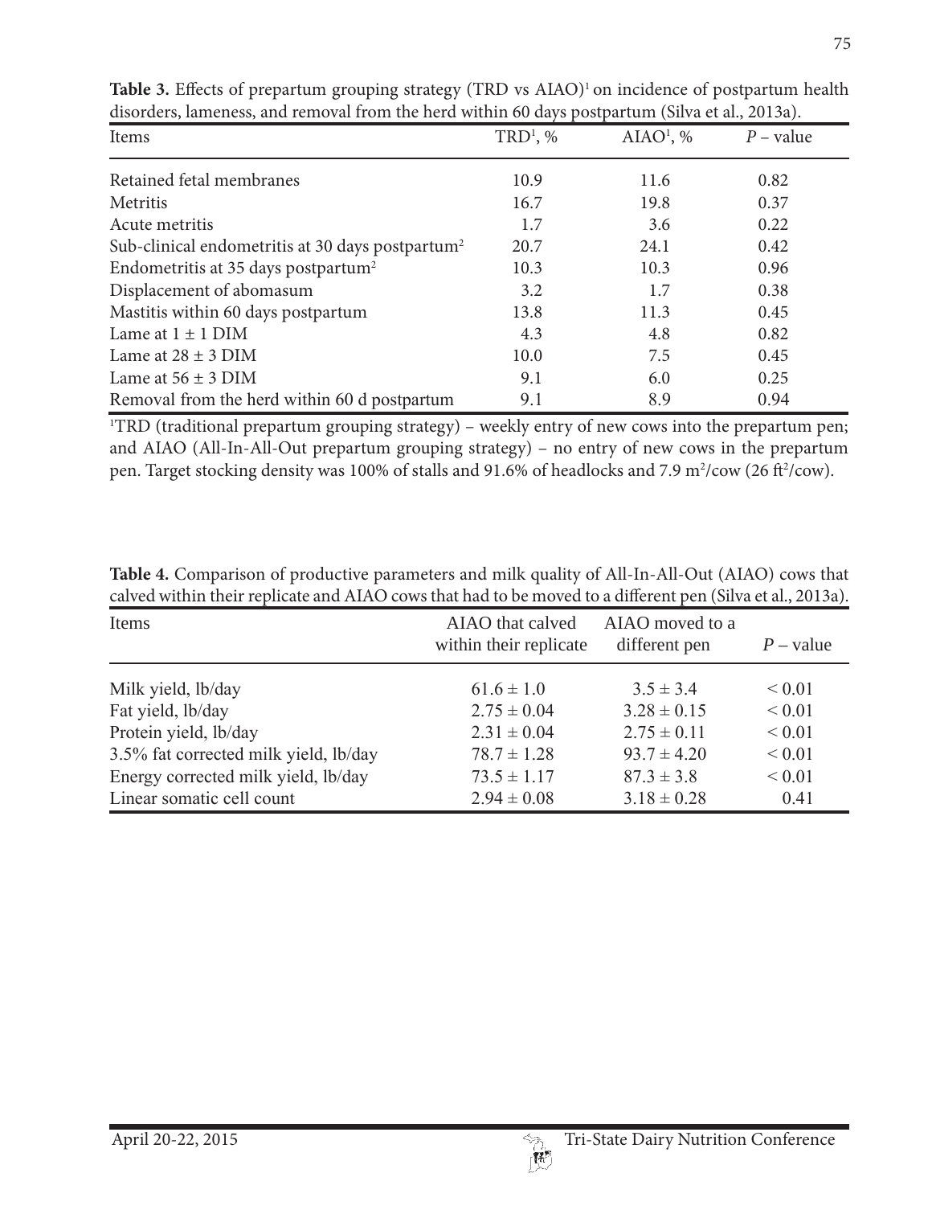**Table 3.** Effects of prepartum grouping strategy (TRD vs AIAO)[1] on incidence of postpartum health disorders, lameness, and removal from the herd within 60 days postpartum (Silva et al., 2013a).

| Items | TRD[1], % | AIAO[1], % | *P* – value |
|---|---|---|---|
| Retained fetal membranes | 10.9 | 11.6 | 0.82 |
| Metritis | 16.7 | 19.8 | 0.37 |
| Acute metritis | 1.7 | 3.6 | 0.22 |
| Sub-clinical endometritis at 30 days postpartum[2] | 20.7 | 24.1 | 0.42 |
| Endometritis at 35 days postpartum[2] | 10.3 | 10.3 | 0.96 |
| Displacement of abomasum | 3.2 | 1.7 | 0.38 |
| Mastitis within 60 days postpartum | 13.8 | 11.3 | 0.45 |
| Lame at 1 ± 1 DIM | 4.3 | 4.8 | 0.82 |
| Lame at 28 ± 3 DIM | 10.0 | 7.5 | 0.45 |
| Lame at 56 ± 3 DIM | 9.1 | 6.0 | 0.25 |
| Removal from the herd within 60 d postpartum | 9.1 | 8.9 | 0.94 |

[1]TRD (traditional prepartum grouping strategy) – weekly entry of new cows into the prepartum pen; and AIAO (All-In-All-Out prepartum grouping strategy) – no entry of new cows in the prepartum pen. Target stocking density was 100% of stalls and 91.6% of headlocks and 7.9 $m^2$/cow (26 $ft^2$/cow).

**Table 4.** Comparison of productive parameters and milk quality of All-In-All-Out (AIAO) cows that calved within their replicate and AIAO cows that had to be moved to a different pen (Silva et al., 2013a).

| Items | AIAO that calved within their replicate | AIAO moved to a different pen | *P* – value |
|---|---|---|---|
| Milk yield, lb/day | 61.6 ± 1.0 | 3.5 ± 3.4 | < 0.01 |
| Fat yield, lb/day | 2.75 ± 0.04 | 3.28 ± 0.15 | < 0.01 |
| Protein yield, lb/day | 2.31 ± 0.04 | 2.75 ± 0.11 | < 0.01 |
| 3.5% fat corrected milk yield, lb/day | 78.7 ± 1.28 | 93.7 ± 4.20 | < 0.01 |
| Energy corrected milk yield, lb/day | 73.5 ± 1.17 | 87.3 ± 3.8 | < 0.01 |
| Linear somatic cell count | 2.94 ± 0.08 | 3.18 ± 0.28 | 0.41 |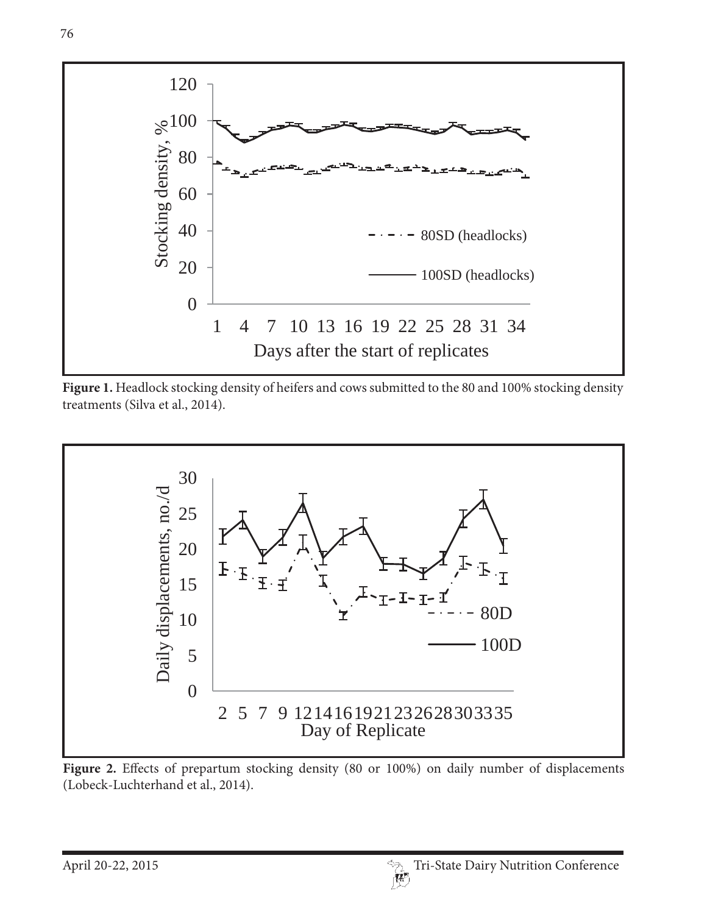Figure 1. Headlock stocking density of heifers and cows submitted to the 80 and 100% stocking density treatments (Silva et al., 2014).

Figure 2. Effects of prepartum stocking density (80 or 100%) on daily number of displacements (Lobeck-Luchterhand et al., 2014).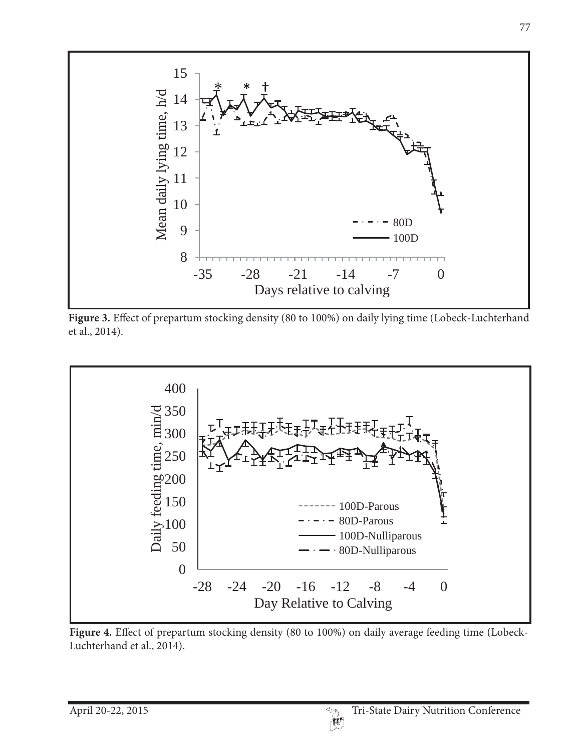**Figure 3.** Effect of prepartum stocking density (80 to 100%) on daily lying time (Lobeck-Luchterhand et al., 2014).

**Figure 4.** Effect of prepartum stocking density (80 to 100%) on daily average feeding time (Lobeck-Luchterhand et al., 2014).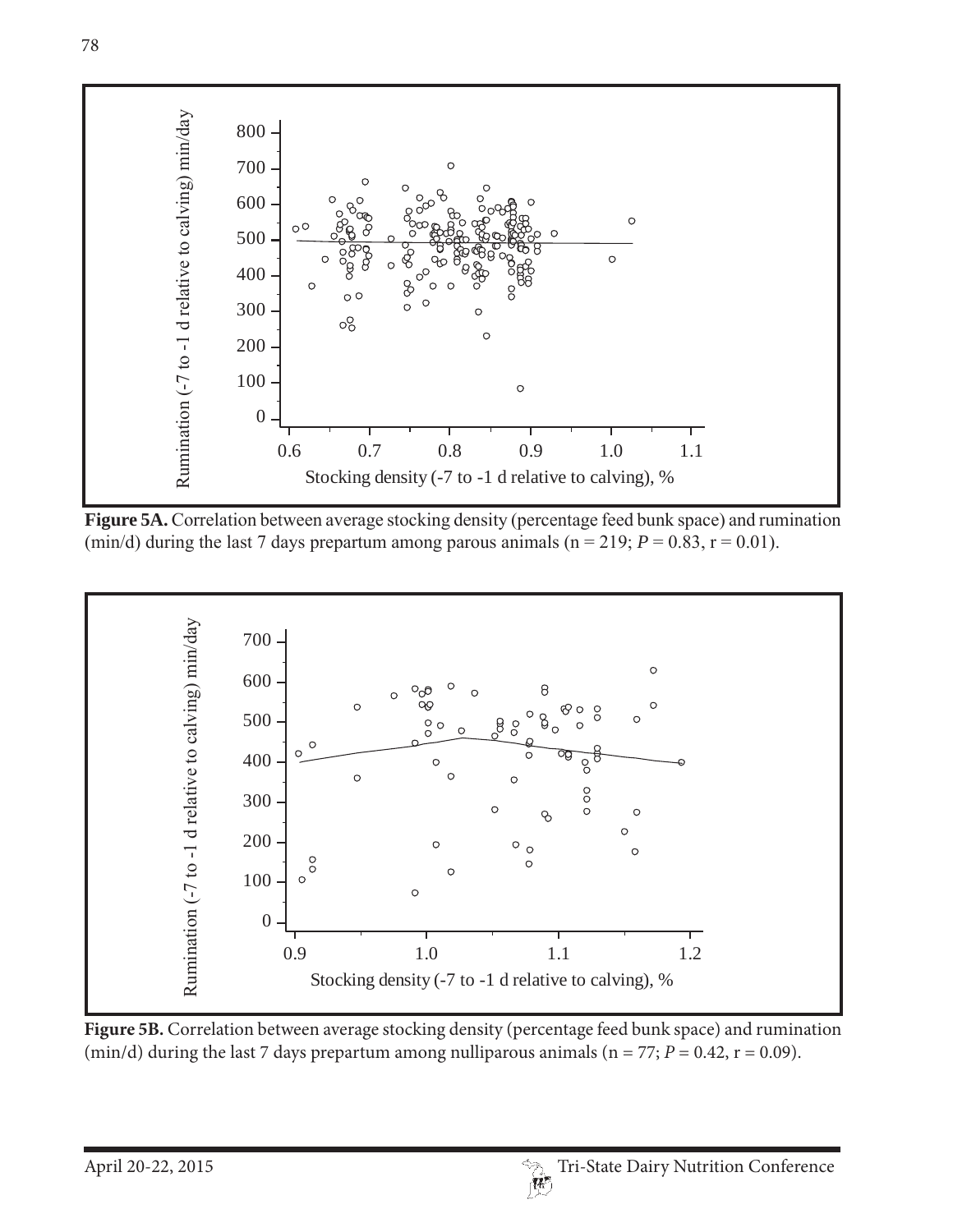Figure 5A. Correlation between average stocking density (percentage feed bunk space) and rumination (min/d) during the last 7 days prepartum among parous animals (n = 219; $P = 0.83$, r = 0.01).

Figure 5B. Correlation between average stocking density (percentage feed bunk space) and rumination (min/d) during the last 7 days prepartum among nulliparous animals (n = 77; $P = 0.42$, r = 0.09).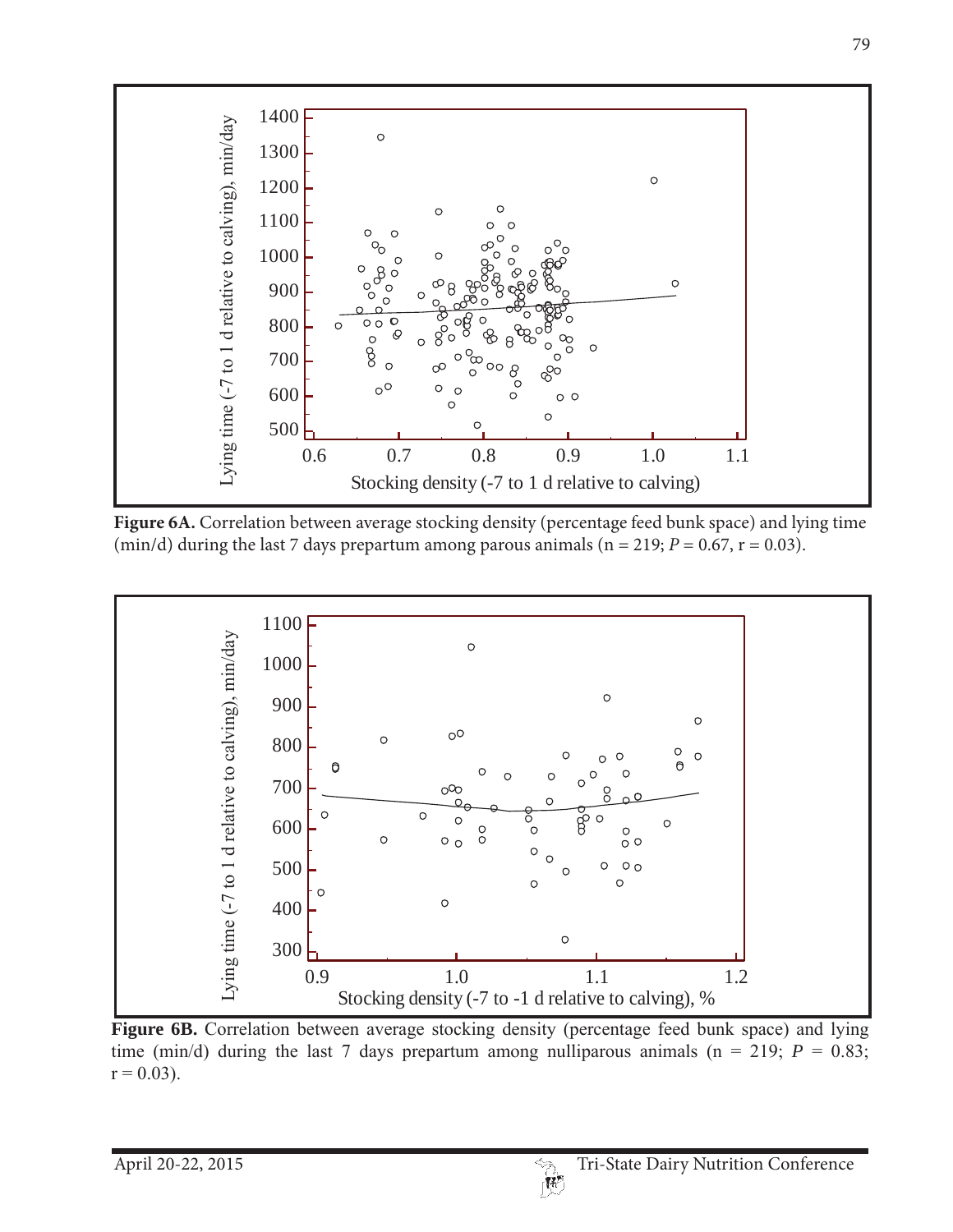**Figure 6A.** Correlation between average stocking density (percentage feed bunk space) and lying time (min/d) during the last 7 days prepartum among parous animals (n = 219; $P = 0.67$, r = 0.03).

**Figure 6B.** Correlation between average stocking density (percentage feed bunk space) and lying time (min/d) during the last 7 days prepartum among nulliparous animals (n = 219; $P = 0.83$; r = 0.03).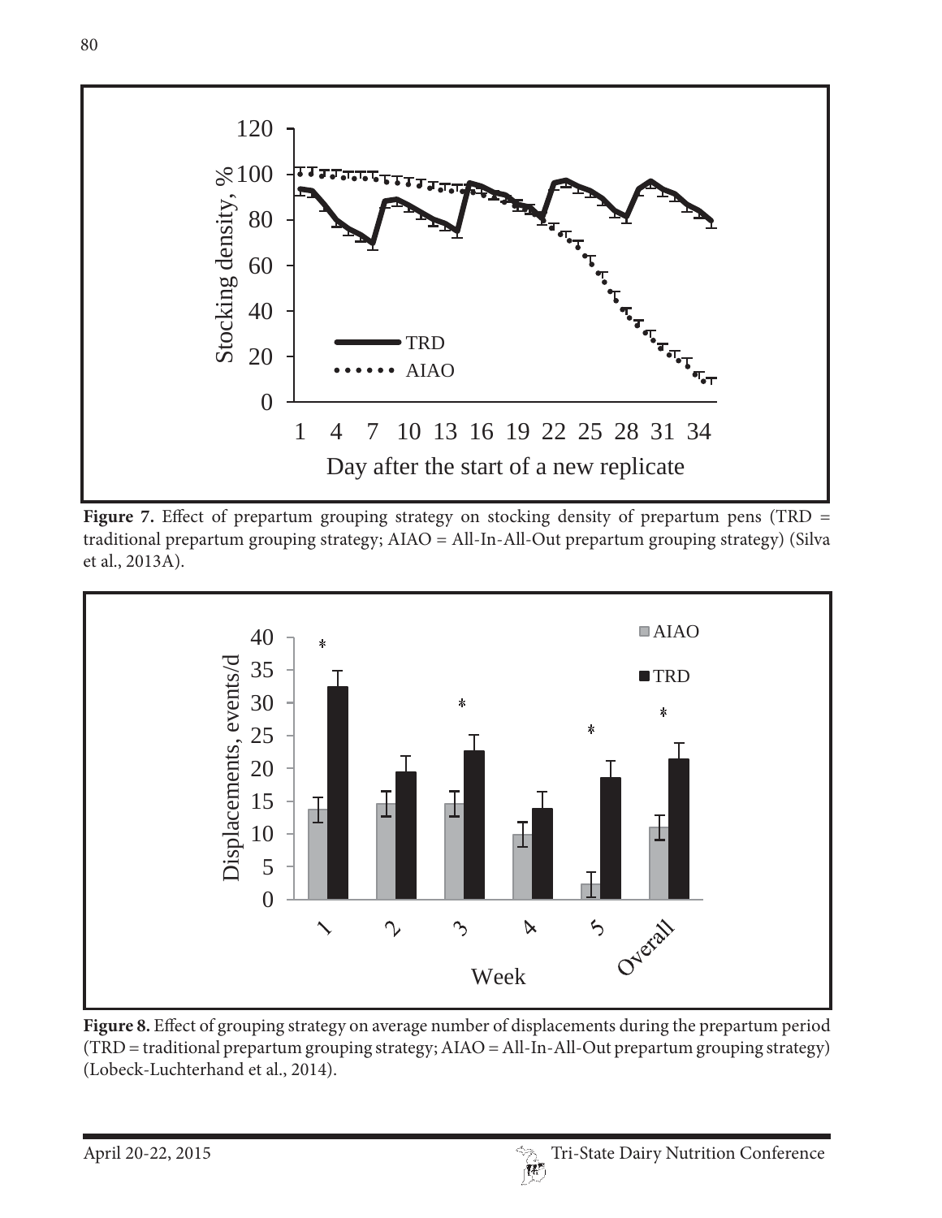**Figure 7.** Effect of prepartum grouping strategy on stocking density of prepartum pens (TRD = traditional prepartum grouping strategy; AIAO = All-In-All-Out prepartum grouping strategy) (Silva et al., 2013A).

**Figure 8.** Effect of grouping strategy on average number of displacements during the prepartum period (TRD = traditional prepartum grouping strategy; AIAO = All-In-All-Out prepartum grouping strategy) (Lobeck-Luchterhand et al., 2014).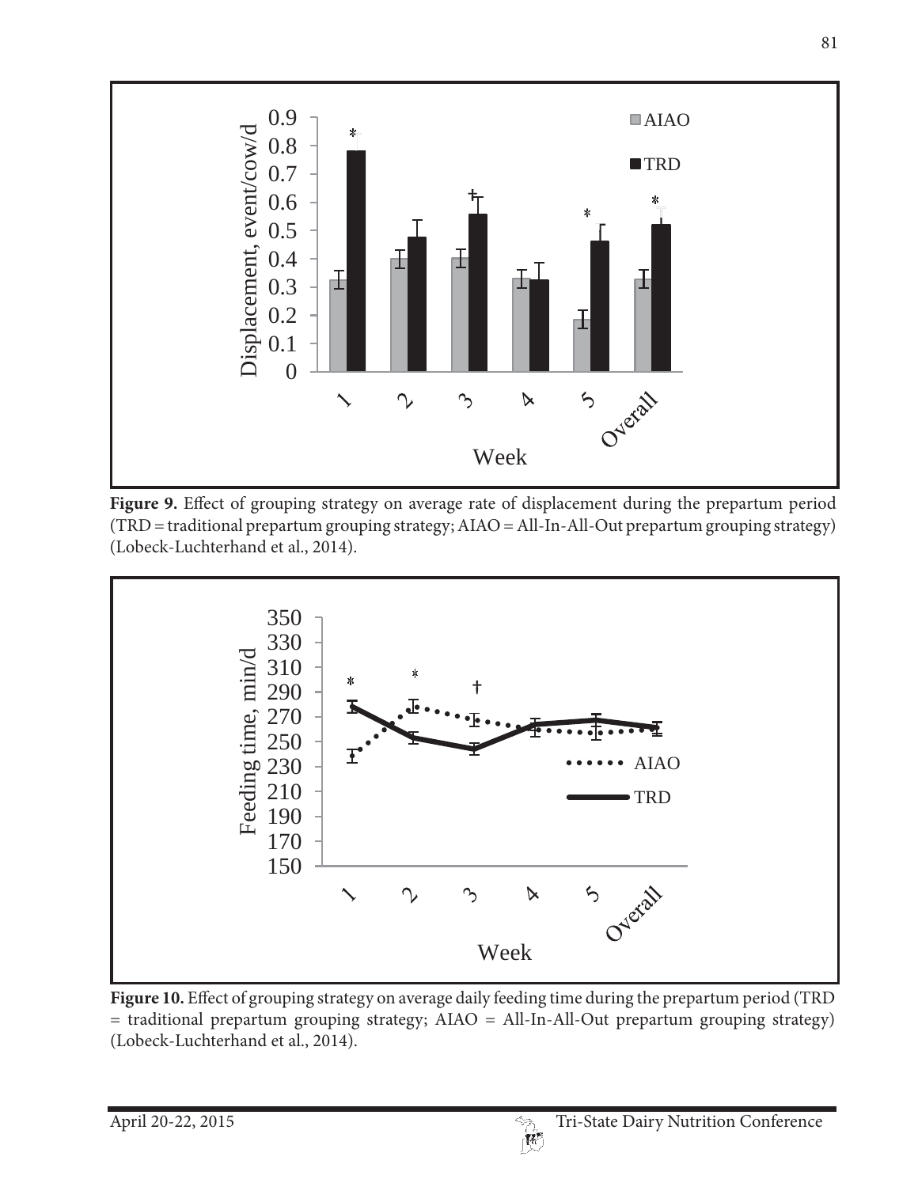**Figure 9.** Effect of grouping strategy on average rate of displacement during the prepartum period (TRD = traditional prepartum grouping strategy; AIAO = All-In-All-Out prepartum grouping strategy) (Lobeck-Luchterhand et al., 2014).

**Figure 10.** Effect of grouping strategy on average daily feeding time during the prepartum period (TRD = traditional prepartum grouping strategy; AIAO = All-In-All-Out prepartum grouping strategy) (Lobeck-Luchterhand et al., 2014).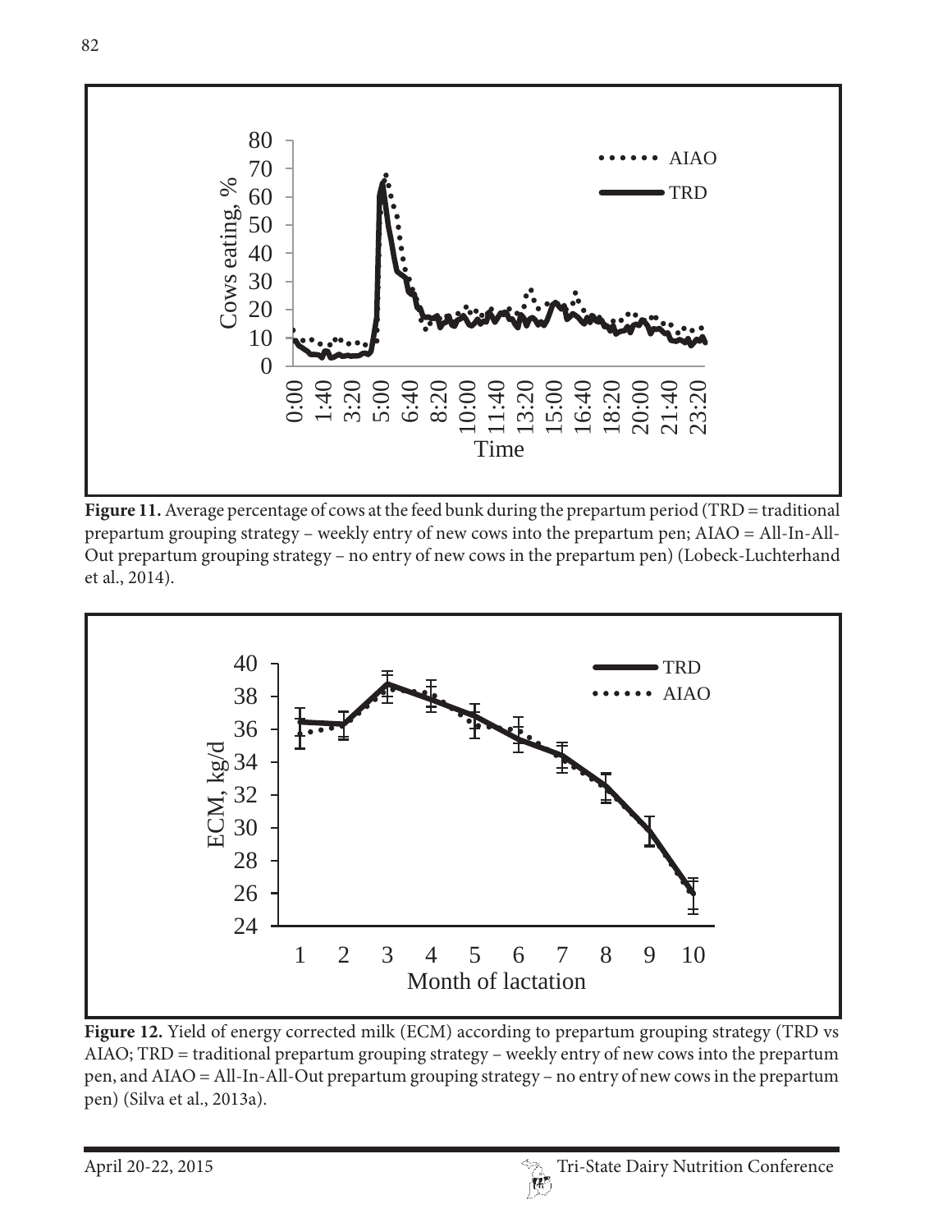80
70
60
50
40
30
20
10
0

Cows eating, %

AIAO
TRD

0:00
1:40
3:20
5:00
6:40
8:20
10:00
11:40
13:20
15:00
16:40
18:20
20:00
21:40
23:20

Time

**Figure 11.** Average percentage of cows at the feed bunk during the prepartum period (TRD = traditional prepartum grouping strategy – weekly entry of new cows into the prepartum pen; AIAO = All-In-All-Out prepartum grouping strategy – no entry of new cows in the prepartum pen) (Lobeck-Luchterhand et al., 2014).

40
38
36
34
32
30
28
26
24

ECM, kg/d

TRD
AIAO

1 2 3 4 5 6 7 8 9 10

Month of lactation

**Figure 12.** Yield of energy corrected milk (ECM) according to prepartum grouping strategy (TRD vs AIAO; TRD = traditional prepartum grouping strategy – weekly entry of new cows into the prepartum pen, and AIAO = All-In-All-Out prepartum grouping strategy – no entry of new cows in the prepartum pen) (Silva et al., 2013a).